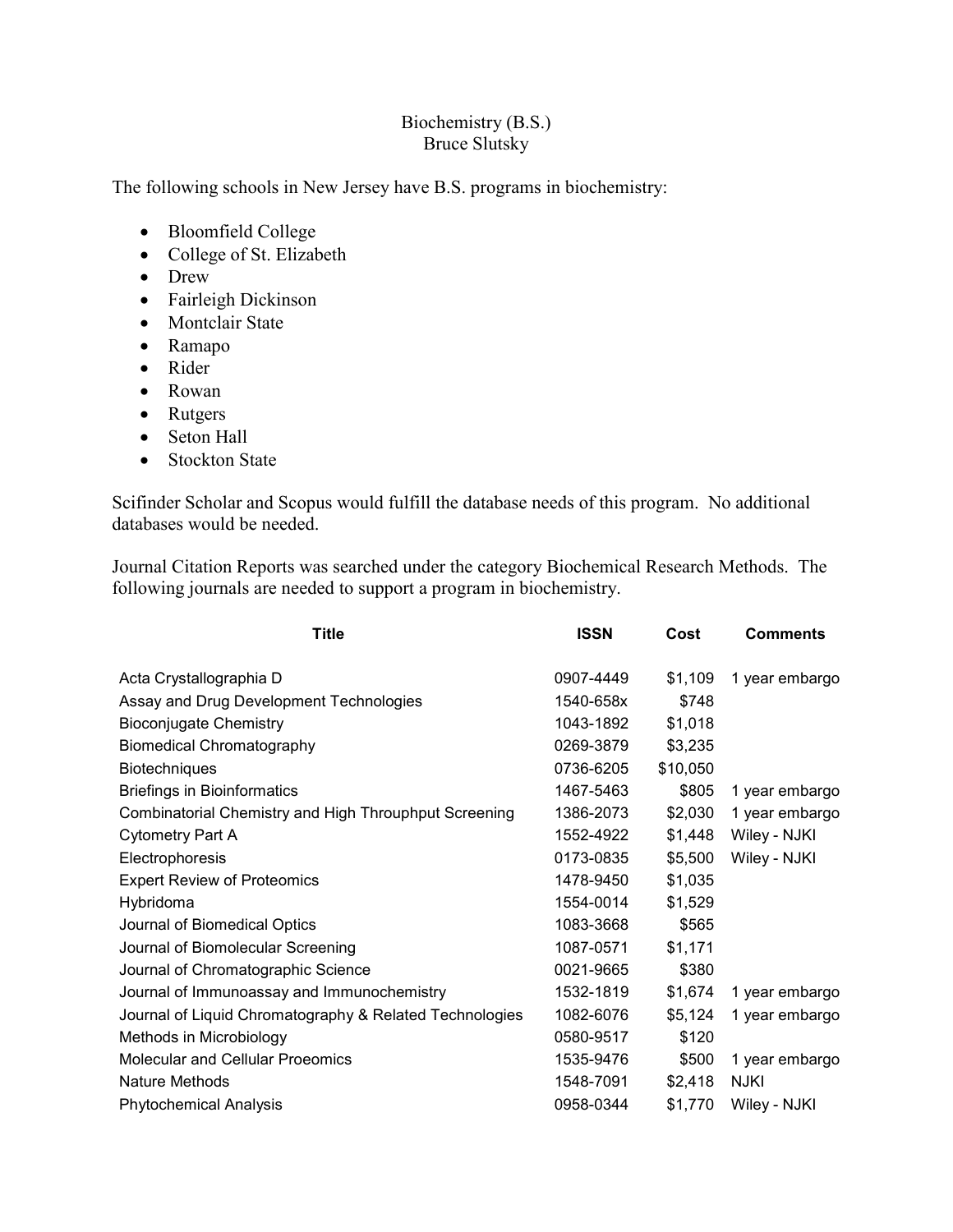# Biochemistry (B.S.)

Bruce Slutsky

The following schools in New Jersey have B.S. programs in biochemistry:

- Bloomfield College
- College of St. Elizabeth
- Drew
- Fairleigh Dickinson
- Montclair State
- Ramapo
- Rider
- Rowan
- Rutgers
- Seton Hall
- Stockton State

Scifinder Scholar and Scopus would fulfill the database needs of this program. No additional databases would be needed.

Journal Citation Reports was searched under the category Biochemical Research Methods. The following journals are needed to support a program in biochemistry.

| Title | ISSN | Cost | Comments |
| --- | --- | --- | --- |
| Acta Crystallographia D | 0907-4449 | $1,109 | 1 year embargo |
| Assay and Drug Development Technologies | 1540-658x | $748 | |
| Bioconjugate Chemistry | 1043-1892 | $1,018 | |
| Biomedical Chromatography | 0269-3879 | $3,235 | |
| Biotechniques | 0736-6205 | $10,050 | |
| Briefings in Bioinformatics | 1467-5463 | $805 | 1 year embargo |
| Combinatorial Chemistry and High Throuphput Screening | 1386-2073 | $2,030 | 1 year embargo |
| Cytometry Part A | 1552-4922 | $1,448 | Wiley - NJKI |
| Electrophoresis | 0173-0835 | $5,500 | Wiley - NJKI |
| Expert Review of Proteomics | 1478-9450 | $1,035 | |
| Hybridoma | 1554-0014 | $1,529 | |
| Journal of Biomedical Optics | 1083-3668 | $565 | |
| Journal of Biomolecular Screening | 1087-0571 | $1,171 | |
| Journal of Chromatographic Science | 0021-9665 | $380 | |
| Journal of Immunoassay and Immunochemistry | 1532-1819 | $1,674 | 1 year embargo |
| Journal of Liquid Chromatography & Related Technologies | 1082-6076 | $5,124 | 1 year embargo |
| Methods in Microbiology | 0580-9517 | $120 | |
| Molecular and Cellular Proeomics | 1535-9476 | $500 | 1 year embargo |
| Nature Methods | 1548-7091 | $2,418 | NJKI |
| Phytochemical Analysis | 0958-0344 | $1,770 | Wiley - NJKI |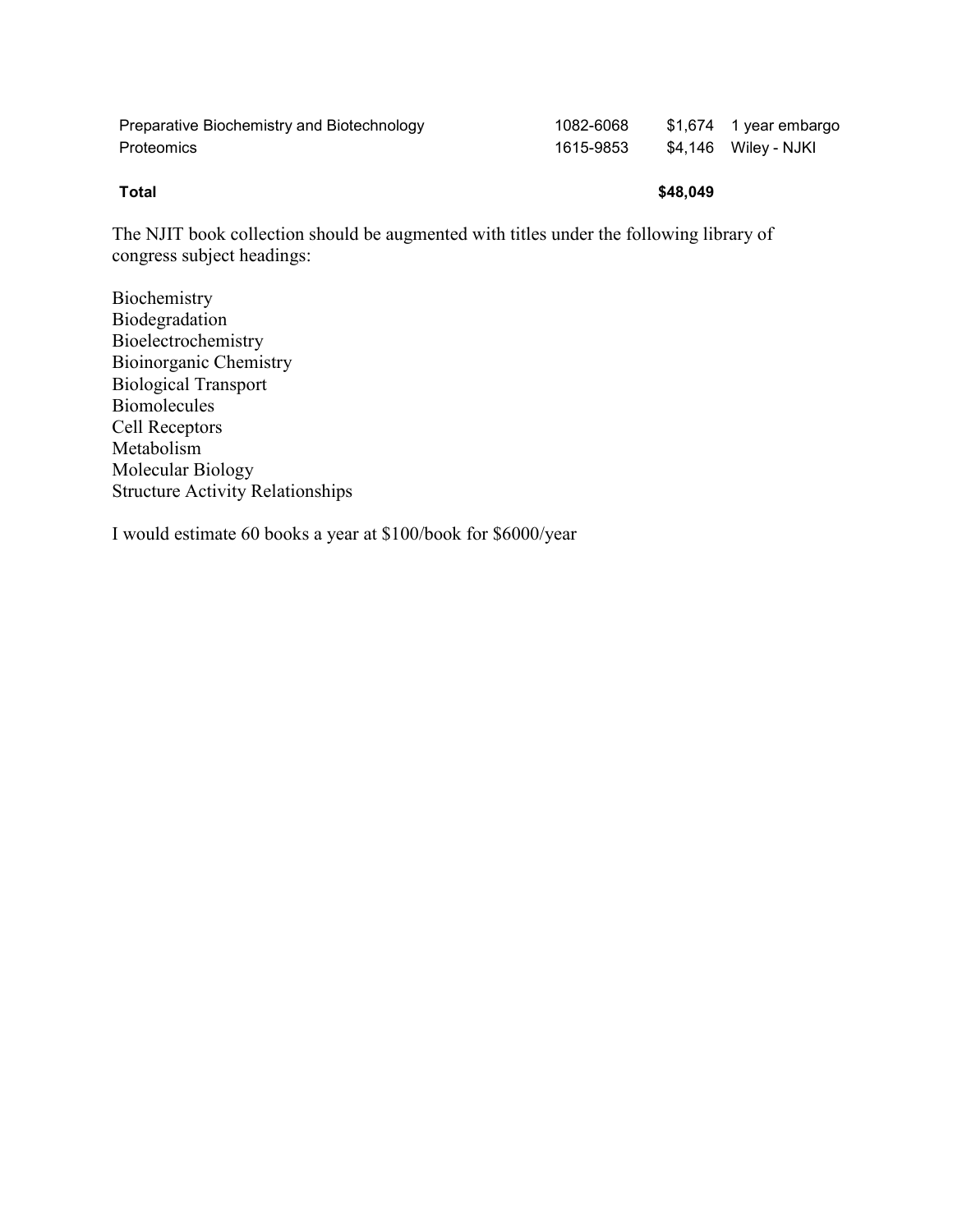| | | | |
|---|---|---|---|
| Preparative Biochemistry and Biotechnology | 1082-6068 | $1,674 | 1 year embargo |
| Proteomics | 1615-9853 | $4,146 | Wiley - NJKI |
| **Total** | | **$48,049** | |

The NJIT book collection should be augmented with titles under the following library of congress subject headings:

Biochemistry
Biodegradation
Bioelectrochemistry
Bioinorganic Chemistry
Biological Transport
Biomolecules
Cell Receptors
Metabolism
Molecular Biology
Structure Activity Relationships

I would estimate 60 books a year at $100/book for $6000/year